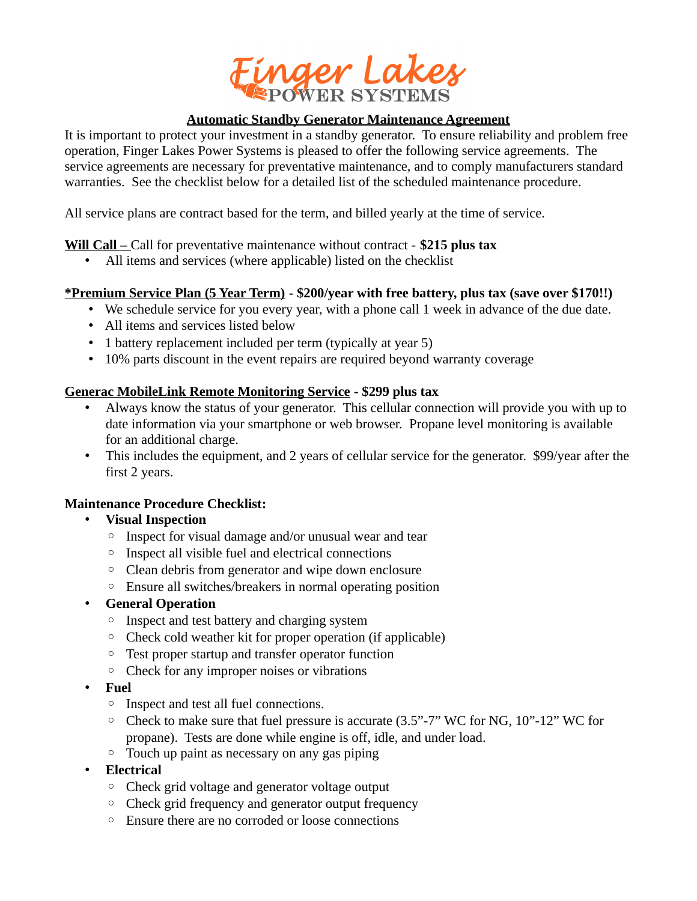# Finger Lakes
## POWER SYSTEMS

### Automatic Standby Generator Maintenance Agreement

It is important to protect your investment in a standby generator. To ensure reliability and problem free operation, Finger Lakes Power Systems is pleased to offer the following service agreements. The service agreements are necessary for preventative maintenance, and to comply manufacturers standard warranties. See the checklist below for a detailed list of the scheduled maintenance procedure.

All service plans are contract based for the term, and billed yearly at the time of service.

**Will Call –** Call for preventative maintenance without contract - **$215 plus tax**

- All items and services (where applicable) listed on the checklist

**\*Premium Service Plan (5 Year Term) - $200/year with free battery, plus tax (save over $170!!)**

- We schedule service for you every year, with a phone call 1 week in advance of the due date.
- All items and services listed below
- 1 battery replacement included per term (typically at year 5)
- 10% parts discount in the event repairs are required beyond warranty coverage

**Generac MobileLink Remote Monitoring Service - $299 plus tax**

- Always know the status of your generator. This cellular connection will provide you with up to date information via your smartphone or web browser. Propane level monitoring is available for an additional charge.
- This includes the equipment, and 2 years of cellular service for the generator. $99/year after the first 2 years.

**Maintenance Procedure Checklist:**

- **Visual Inspection**
  - Inspect for visual damage and/or unusual wear and tear
  - Inspect all visible fuel and electrical connections
  - Clean debris from generator and wipe down enclosure
  - Ensure all switches/breakers in normal operating position
- **General Operation**
  - Inspect and test battery and charging system
  - Check cold weather kit for proper operation (if applicable)
  - Test proper startup and transfer operator function
  - Check for any improper noises or vibrations
- **Fuel**
  - Inspect and test all fuel connections.
  - Check to make sure that fuel pressure is accurate (3.5”-7” WC for NG, 10”-12” WC for propane). Tests are done while engine is off, idle, and under load.
  - Touch up paint as necessary on any gas piping
- **Electrical**
  - Check grid voltage and generator voltage output
  - Check grid frequency and generator output frequency
  - Ensure there are no corroded or loose connections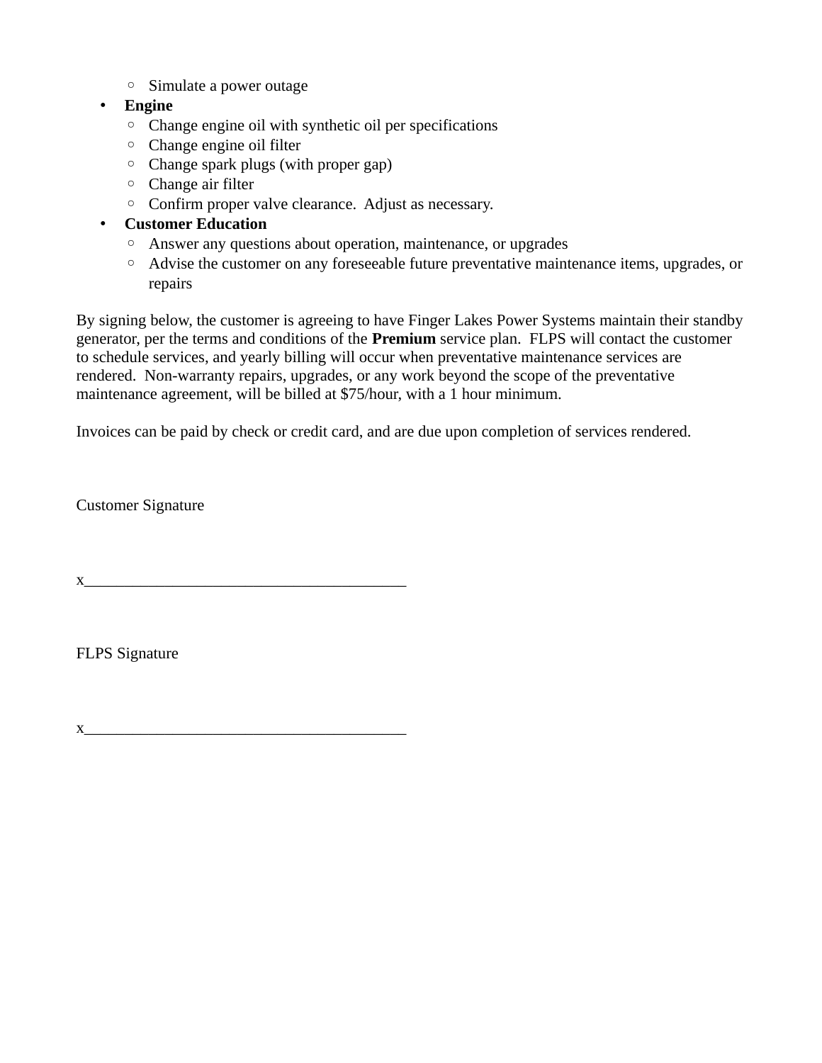- Simulate a power outage
- **Engine**
  - Change engine oil with synthetic oil per specifications
  - Change engine oil filter
  - Change spark plugs (with proper gap)
  - Change air filter
  - Confirm proper valve clearance.  Adjust as necessary.
- **Customer Education**
  - Answer any questions about operation, maintenance, or upgrades
  - Advise the customer on any foreseeable future preventative maintenance items, upgrades, or repairs

By signing below, the customer is agreeing to have Finger Lakes Power Systems maintain their standby generator, per the terms and conditions of the **Premium** service plan.  FLPS will contact the customer to schedule services, and yearly billing will occur when preventative maintenance services are rendered.  Non-warranty repairs, upgrades, or any work beyond the scope of the preventative maintenance agreement, will be billed at $75/hour, with a 1 hour minimum.

Invoices can be paid by check or credit card, and are due upon completion of services rendered.

Customer Signature

x__________________________________________

FLPS Signature

x__________________________________________